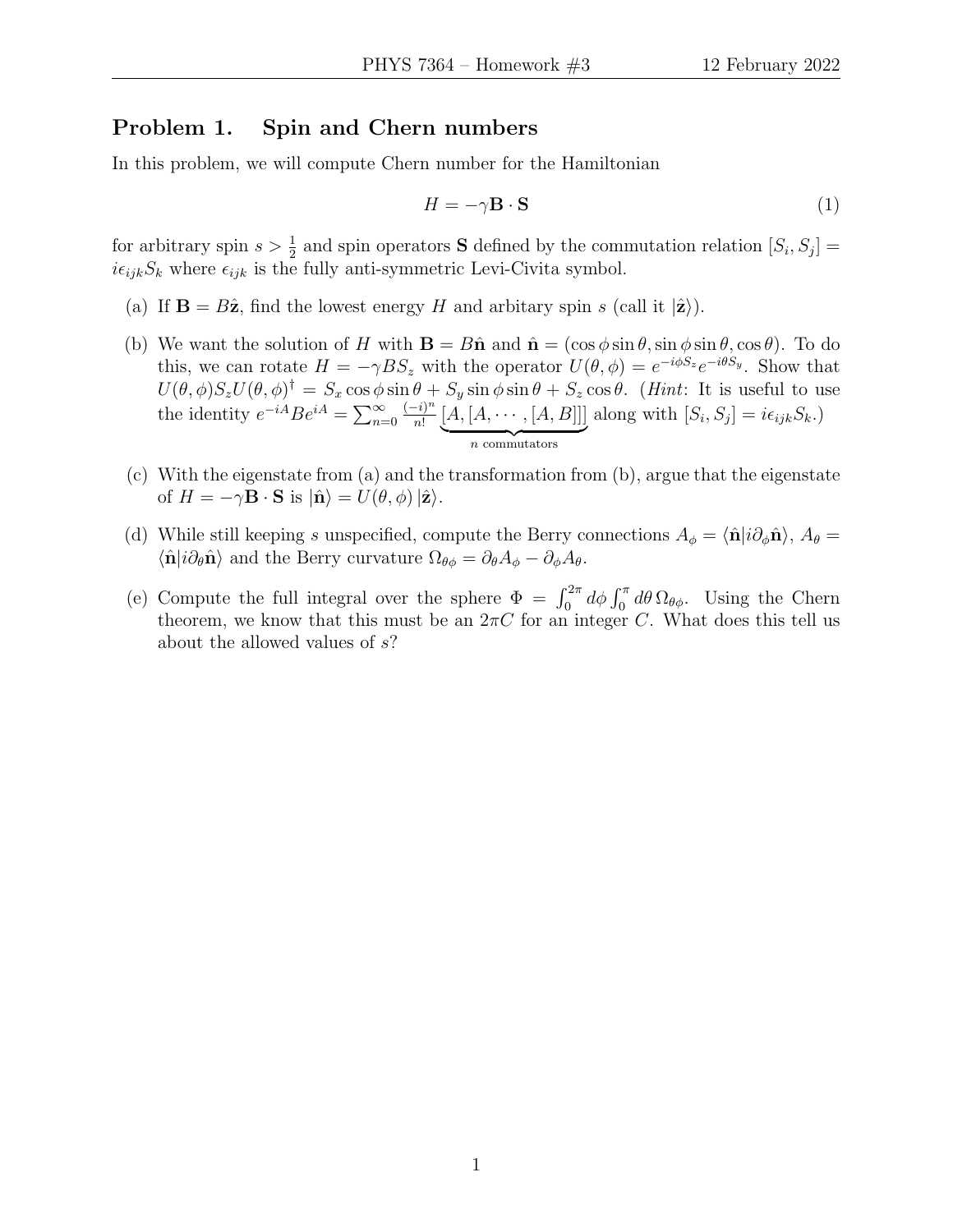## Problem 1. Spin and Chern numbers

In this problem, we will compute Chern number for the Hamiltonian

$$H = -\gamma \mathbf{B} \cdot \mathbf{S} \tag{1}$$

for arbitrary spin $s > \frac{1}{2}$ and spin operators $\mathbf{S}$ defined by the commutation relation $[S_i, S_j] = i\epsilon_{ijk}S_k$ where $\epsilon_{ijk}$ is the fully anti-symmetric Levi-Civita symbol.

(a) If $\mathbf{B} = B\hat{\mathbf{z}}$, find the lowest energy $H$ and arbitary spin $s$ (call it $|\hat{\mathbf{z}}\rangle$).

(b) We want the solution of $H$ with $\mathbf{B} = B\hat{\mathbf{n}}$ and $\hat{\mathbf{n}} = (\cos\phi\sin\theta, \sin\phi\sin\theta, \cos\theta)$. To do this, we can rotate $H = -\gamma B S_z$ with the operator $U(\theta, \phi) = e^{-i\phi S_z}e^{-i\theta S_y}$. Show that $U(\theta,\phi)S_z U(\theta,\phi)^\dagger = S_x \cos\phi\sin\theta + S_y \sin\phi\sin\theta + S_z\cos\theta$. (*Hint*: It is useful to use the identity $e^{-iA}Be^{iA} = \sum_{n=0}^{\infty} \frac{(-i)^n}{n!} \underbrace{[A,[A,\cdots,[A,B]]]}_{n \text{ commutators}}$ along with $[S_i, S_j] = i\epsilon_{ijk}S_k$.)

(c) With the eigenstate from (a) and the transformation from (b), argue that the eigenstate of $H = -\gamma\mathbf{B}\cdot\mathbf{S}$ is $|\hat{\mathbf{n}}\rangle = U(\theta,\phi)|\hat{\mathbf{z}}\rangle$.

(d) While still keeping $s$ unspecified, compute the Berry connections $A_\phi = \langle\hat{\mathbf{n}}|i\partial_\phi\hat{\mathbf{n}}\rangle$, $A_\theta = \langle\hat{\mathbf{n}}|i\partial_\theta\hat{\mathbf{n}}\rangle$ and the Berry curvature $\Omega_{\theta\phi} = \partial_\theta A_\phi - \partial_\phi A_\theta$.

(e) Compute the full integral over the sphere $\Phi = \int_0^{2\pi} d\phi \int_0^{\pi} d\theta\, \Omega_{\theta\phi}$. Using the Chern theorem, we know that this must be an $2\pi C$ for an integer $C$. What does this tell us about the allowed values of $s$?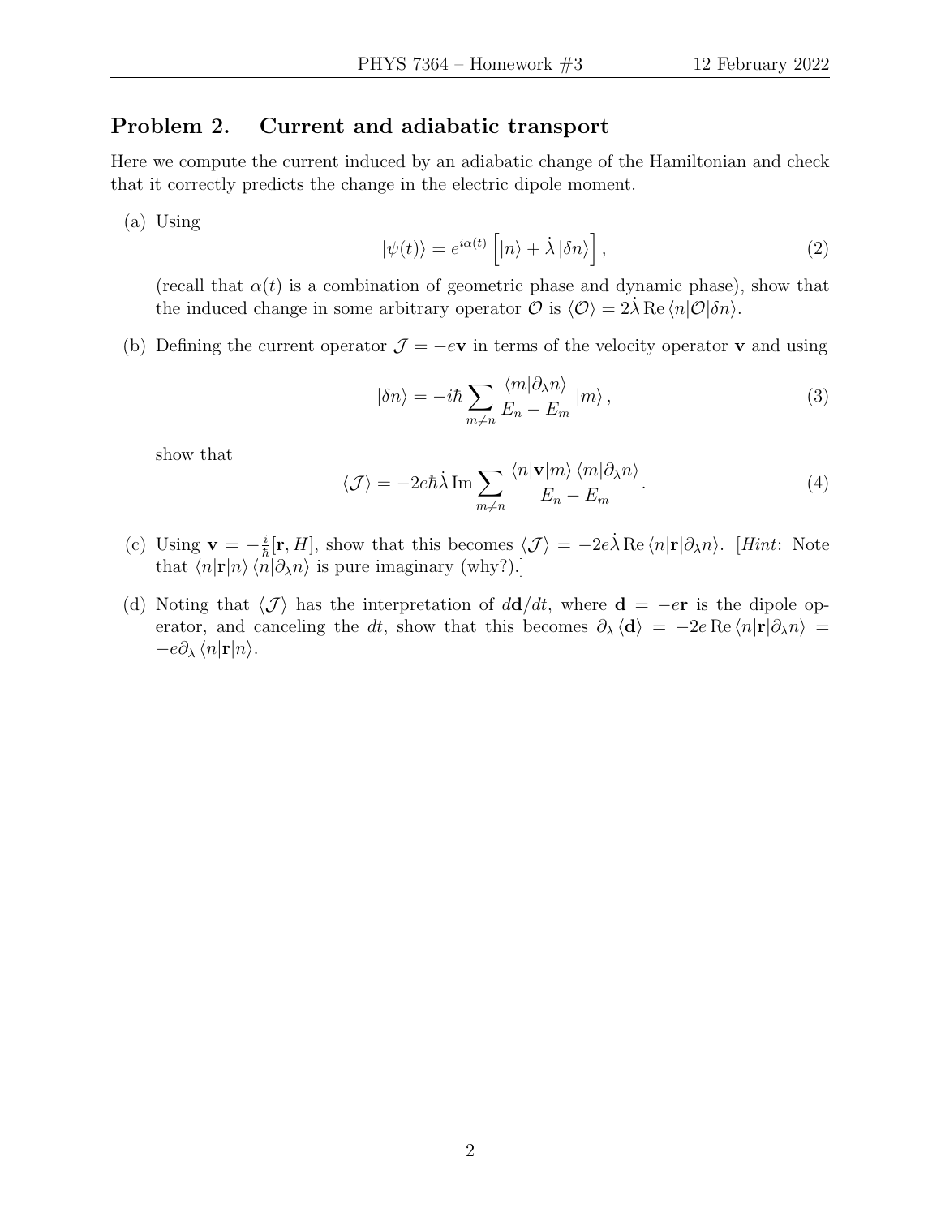## Problem 2. Current and adiabatic transport

Here we compute the current induced by an adiabatic change of the Hamiltonian and check that it correctly predicts the change in the electric dipole moment.

(a) Using

$$|\psi(t)\rangle = e^{i\alpha(t)} \left[ |n\rangle + \dot{\lambda}\, |\delta n\rangle \right], \tag{2}$$

(recall that $\alpha(t)$ is a combination of geometric phase and dynamic phase), show that the induced change in some arbitrary operator $\mathcal{O}$ is $\langle \mathcal{O} \rangle = 2\dot{\lambda}\, \mathrm{Re}\, \langle n|\mathcal{O}|\delta n\rangle$.

(b) Defining the current operator $\mathcal{J} = -e\mathbf{v}$ in terms of the velocity operator $\mathbf{v}$ and using

$$|\delta n\rangle = -i\hbar \sum_{m\neq n} \frac{\langle m|\partial_\lambda n\rangle}{E_n - E_m} |m\rangle, \tag{3}$$

show that

$$\langle \mathcal{J} \rangle = -2e\hbar\dot{\lambda}\, \mathrm{Im} \sum_{m\neq n} \frac{\langle n|\mathbf{v}|m\rangle \langle m|\partial_\lambda n\rangle}{E_n - E_m}. \tag{4}$$

(c) Using $\mathbf{v} = -\frac{i}{\hbar}[\mathbf{r}, H]$, show that this becomes $\langle \mathcal{J} \rangle = -2e\dot{\lambda}\, \mathrm{Re}\, \langle n|\mathbf{r}|\partial_\lambda n\rangle$. [*Hint*: Note that $\langle n|\mathbf{r}|n\rangle \langle n|\partial_\lambda n\rangle$ is pure imaginary (why?).]

(d) Noting that $\langle \mathcal{J} \rangle$ has the interpretation of $d\mathbf{d}/dt$, where $\mathbf{d} = -e\mathbf{r}$ is the dipole operator, and canceling the $dt$, show that this becomes $\partial_\lambda \langle \mathbf{d} \rangle = -2e\, \mathrm{Re}\, \langle n|\mathbf{r}|\partial_\lambda n\rangle = -e\partial_\lambda \langle n|\mathbf{r}|n\rangle$.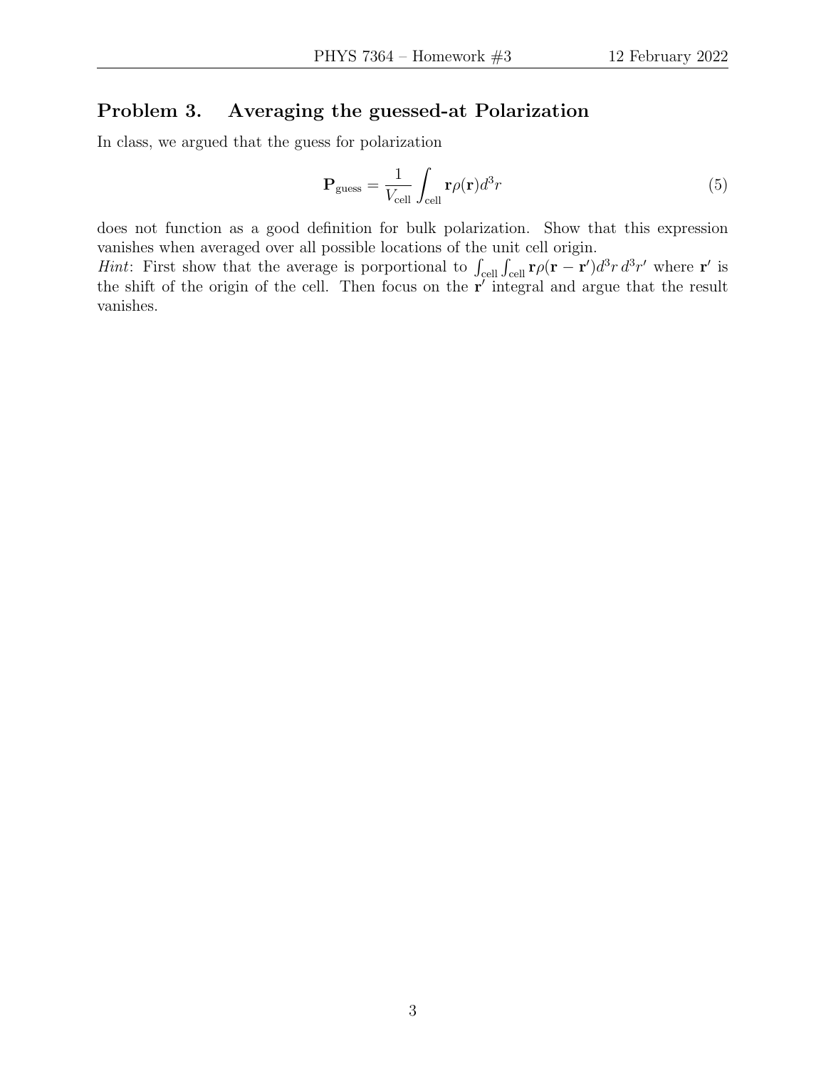## Problem 3. Averaging the guessed-at Polarization

In class, we argued that the guess for polarization

$$\mathbf{P}_{\text{guess}} = \frac{1}{V_{\text{cell}}} \int_{\text{cell}} \mathbf{r}\rho(\mathbf{r}) d^3r \tag{5}$$

does not function as a good definition for bulk polarization. Show that this expression vanishes when averaged over all possible locations of the unit cell origin.

*Hint*: First show that the average is porportional to $\int_{\text{cell}} \int_{\text{cell}} \mathbf{r}\rho(\mathbf{r} - \mathbf{r}') d^3r \, d^3r'$ where $\mathbf{r}'$ is the shift of the origin of the cell. Then focus on the $\mathbf{r}'$ integral and argue that the result vanishes.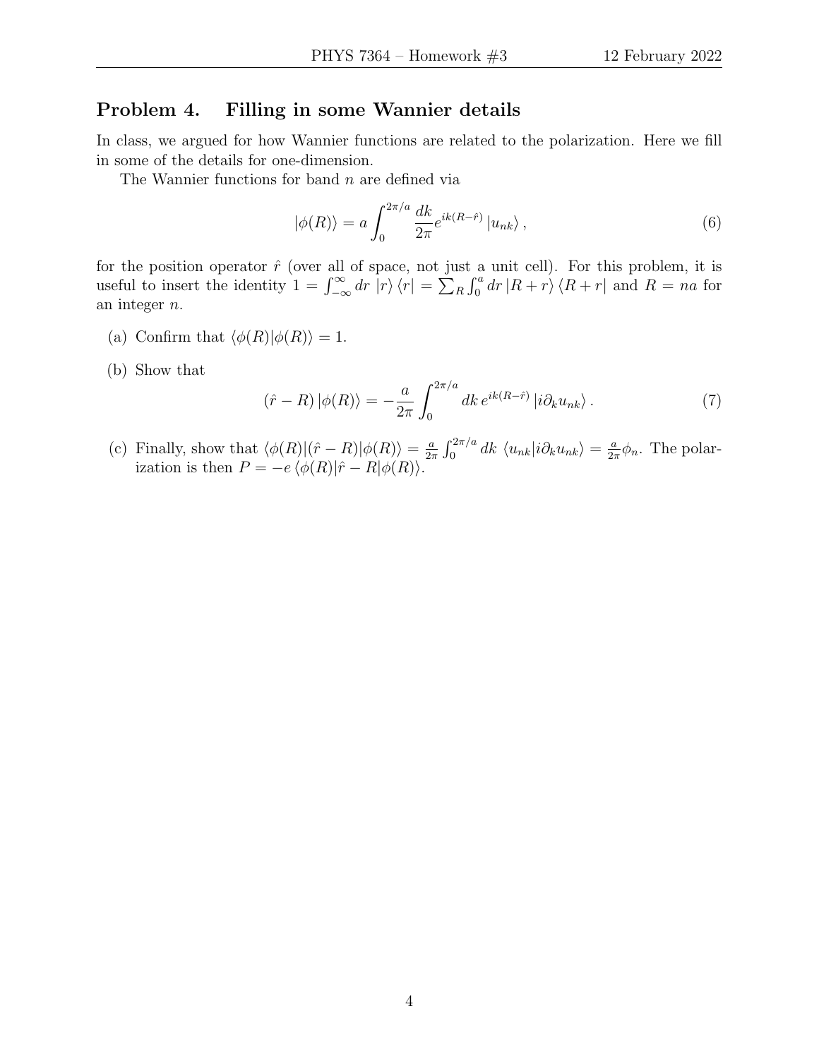## Problem 4. Filling in some Wannier details

In class, we argued for how Wannier functions are related to the polarization. Here we fill in some of the details for one-dimension.

The Wannier functions for band $n$ are defined via

$$|\phi(R)\rangle = a \int_0^{2\pi/a} \frac{dk}{2\pi} e^{ik(R-\hat{r})} |u_{nk}\rangle\,, \tag{6}$$

for the position operator $\hat{r}$ (over all of space, not just a unit cell). For this problem, it is useful to insert the identity $1 = \int_{-\infty}^{\infty} dr\, |r\rangle \langle r| = \sum_R \int_0^a dr\, |R + r\rangle \langle R + r|$ and $R = na$ for an integer $n$.

(a) Confirm that $\langle \phi(R)|\phi(R)\rangle = 1$.

(b) Show that

$$(\hat{r} - R)\,|\phi(R)\rangle = -\frac{a}{2\pi} \int_0^{2\pi/a} dk\, e^{ik(R-\hat{r})} |i\partial_k u_{nk}\rangle\,. \tag{7}$$

(c) Finally, show that $\langle \phi(R)|(\hat{r} - R)|\phi(R)\rangle = \frac{a}{2\pi} \int_0^{2\pi/a} dk\, \langle u_{nk}|i\partial_k u_{nk}\rangle = \frac{a}{2\pi}\phi_n$. The polarization is then $P = -e\,\langle \phi(R)|\hat{r} - R|\phi(R)\rangle$.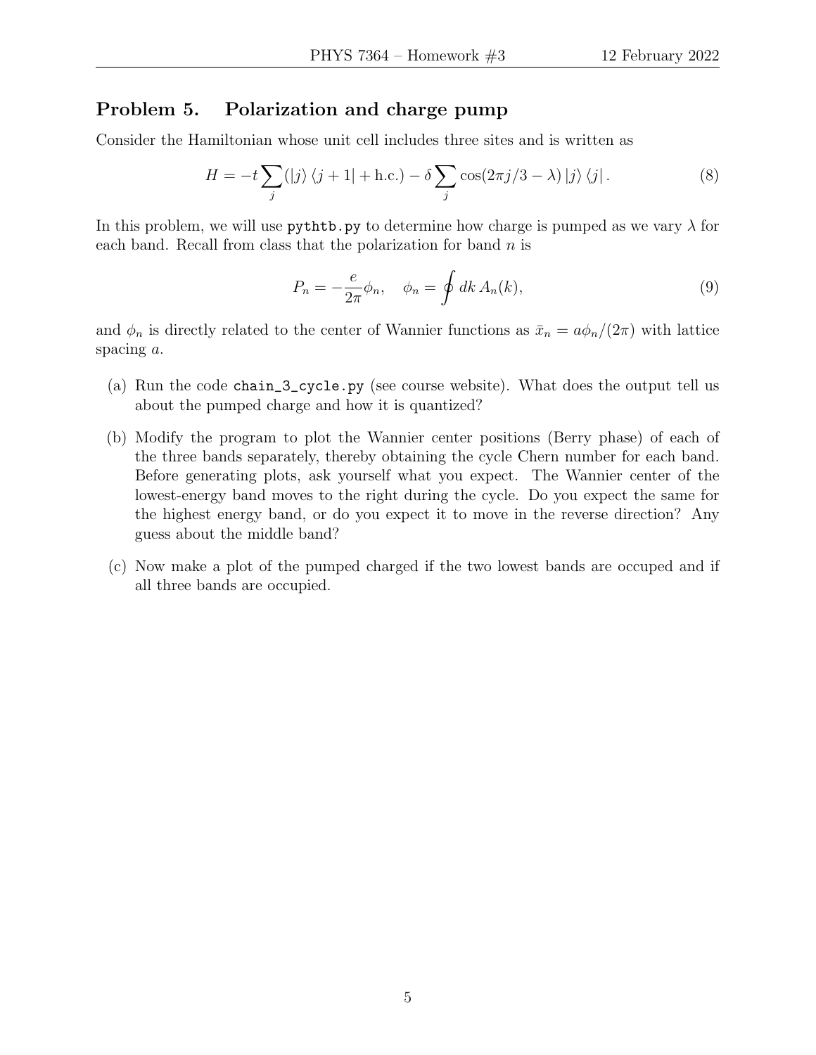## Problem 5. Polarization and charge pump

Consider the Hamiltonian whose unit cell includes three sites and is written as

$$H = -t \sum_j (|j\rangle \langle j+1| + \text{h.c.}) - \delta \sum_j \cos(2\pi j/3 - \lambda) |j\rangle \langle j| . \tag{8}$$

In this problem, we will use `pythtb.py` to determine how charge is pumped as we vary $\lambda$ for each band. Recall from class that the polarization for band $n$ is

$$P_n = -\frac{e}{2\pi}\phi_n, \quad \phi_n = \oint dk\, A_n(k), \tag{9}$$

and $\phi_n$ is directly related to the center of Wannier functions as $\bar{x}_n = a\phi_n/(2\pi)$ with lattice spacing $a$.

(a) Run the code `chain_3_cycle.py` (see course website). What does the output tell us about the pumped charge and how it is quantized?

(b) Modify the program to plot the Wannier center positions (Berry phase) of each of the three bands separately, thereby obtaining the cycle Chern number for each band. Before generating plots, ask yourself what you expect. The Wannier center of the lowest-energy band moves to the right during the cycle. Do you expect the same for the highest energy band, or do you expect it to move in the reverse direction? Any guess about the middle band?

(c) Now make a plot of the pumped charged if the two lowest bands are occuped and if all three bands are occupied.